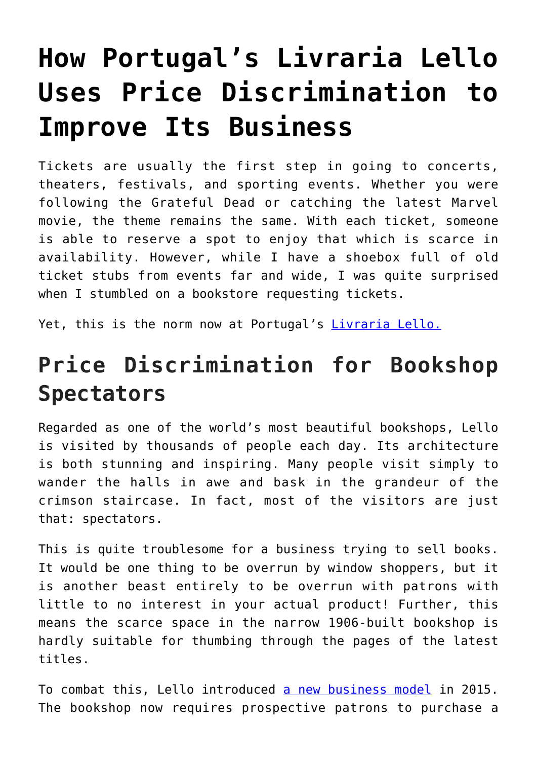# How Portugal's Livraria Lello Uses Price Discrimination to Improve Its Business

Tickets are usually the first step in going to concerts, theaters, festivals, and sporting events. Whether you were following the Grateful Dead or catching the latest Marvel movie, the theme remains the same. With each ticket, someone is able to reserve a spot to enjoy that which is scarce in availability. However, while I have a shoebox full of old ticket stubs from events far and wide, I was quite surprised when I stumbled on a bookstore requesting tickets.

Yet, this is the norm now at Portugal's [Livraria Lello.]

## Price Discrimination for Bookshop Spectators

Regarded as one of the world's most beautiful bookshops, Lello is visited by thousands of people each day. Its architecture is both stunning and inspiring. Many people visit simply to wander the halls in awe and bask in the grandeur of the crimson staircase. In fact, most of the visitors are just that: spectators.

This is quite troublesome for a business trying to sell books. It would be one thing to be overrun by window shoppers, but it is another beast entirely to be overrun with patrons with little to no interest in your actual product! Further, this means the scarce space in the narrow 1906-built bookshop is hardly suitable for thumbing through the pages of the latest titles.

To combat this, Lello introduced [a new business model] in 2015. The bookshop now requires prospective patrons to purchase a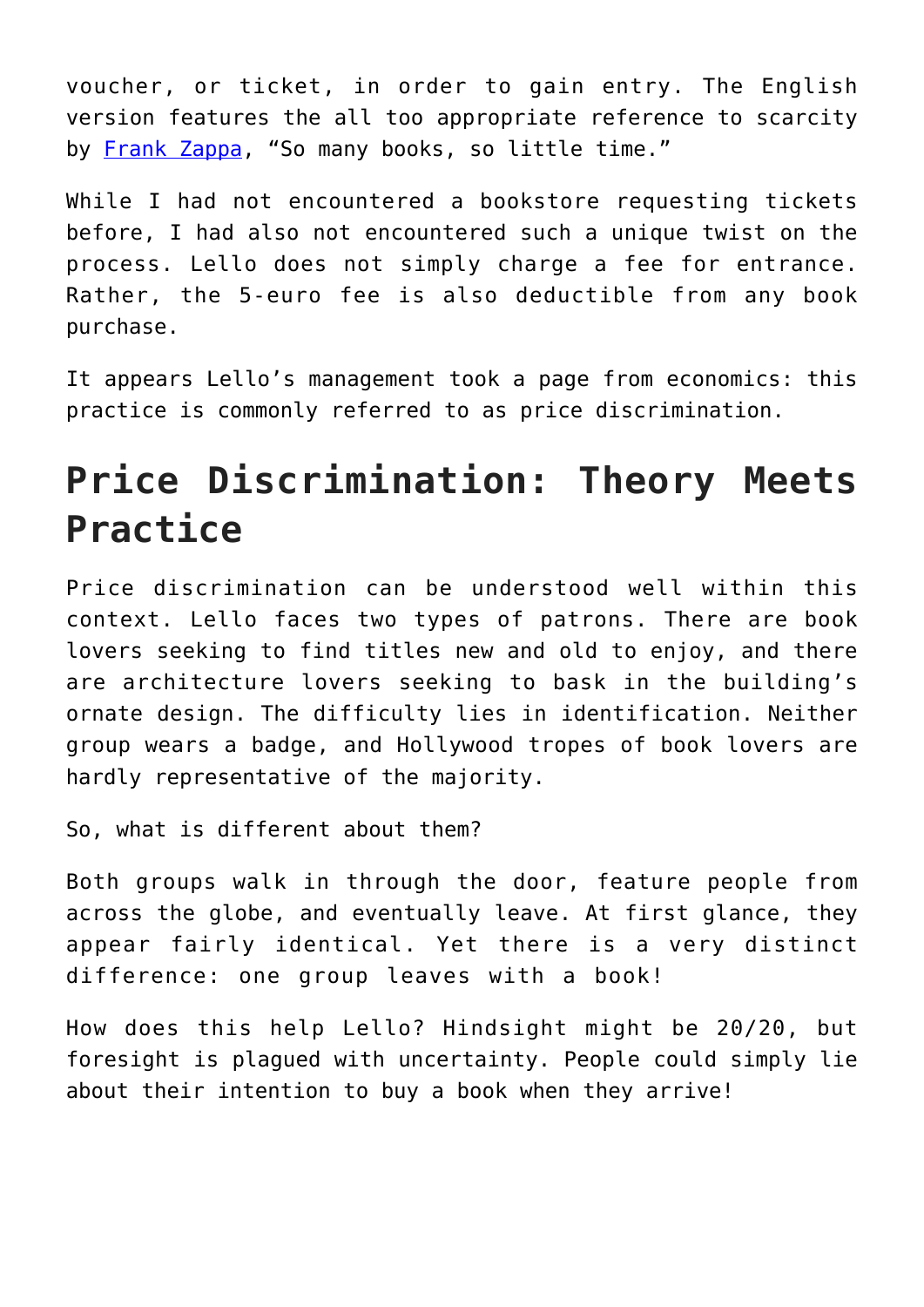voucher, or ticket, in order to gain entry. The English version features the all too appropriate reference to scarcity by [Frank Zappa](), “So many books, so little time.”

While I had not encountered a bookstore requesting tickets before, I had also not encountered such a unique twist on the process. Lello does not simply charge a fee for entrance. Rather, the 5-euro fee is also deductible from any book purchase.

It appears Lello’s management took a page from economics: this practice is commonly referred to as price discrimination.

## Price Discrimination: Theory Meets Practice

Price discrimination can be understood well within this context. Lello faces two types of patrons. There are book lovers seeking to find titles new and old to enjoy, and there are architecture lovers seeking to bask in the building’s ornate design. The difficulty lies in identification. Neither group wears a badge, and Hollywood tropes of book lovers are hardly representative of the majority.

So, what is different about them?

Both groups walk in through the door, feature people from across the globe, and eventually leave. At first glance, they appear fairly identical. Yet there is a very distinct difference: one group leaves with a book!

How does this help Lello? Hindsight might be 20/20, but foresight is plagued with uncertainty. People could simply lie about their intention to buy a book when they arrive!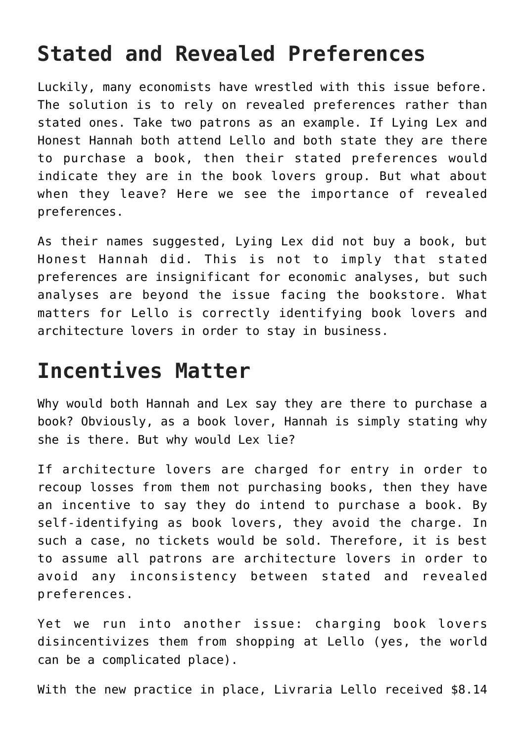## Stated and Revealed Preferences

Luckily, many economists have wrestled with this issue before. The solution is to rely on revealed preferences rather than stated ones. Take two patrons as an example. If Lying Lex and Honest Hannah both attend Lello and both state they are there to purchase a book, then their stated preferences would indicate they are in the book lovers group. But what about when they leave? Here we see the importance of revealed preferences.

As their names suggested, Lying Lex did not buy a book, but Honest Hannah did. This is not to imply that stated preferences are insignificant for economic analyses, but such analyses are beyond the issue facing the bookstore. What matters for Lello is correctly identifying book lovers and architecture lovers in order to stay in business.

## Incentives Matter

Why would both Hannah and Lex say they are there to purchase a book? Obviously, as a book lover, Hannah is simply stating why she is there. But why would Lex lie?

If architecture lovers are charged for entry in order to recoup losses from them not purchasing books, then they have an incentive to say they do intend to purchase a book. By self-identifying as book lovers, they avoid the charge. In such a case, no tickets would be sold. Therefore, it is best to assume all patrons are architecture lovers in order to avoid any inconsistency between stated and revealed preferences.

Yet we run into another issue: charging book lovers disincentivizes them from shopping at Lello (yes, the world can be a complicated place).

With the new practice in place, Livraria Lello received $8.14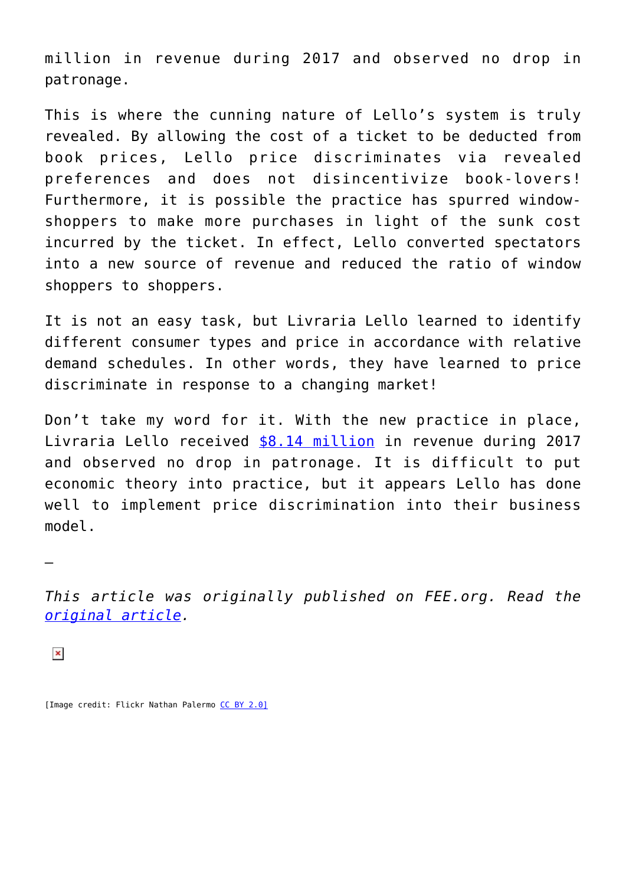million in revenue during 2017 and observed no drop in patronage.

This is where the cunning nature of Lello's system is truly revealed. By allowing the cost of a ticket to be deducted from book prices, Lello price discriminates via revealed preferences and does not disincentivize book-lovers! Furthermore, it is possible the practice has spurred window-shoppers to make more purchases in light of the sunk cost incurred by the ticket. In effect, Lello converted spectators into a new source of revenue and reduced the ratio of window shoppers to shoppers.

It is not an easy task, but Livraria Lello learned to identify different consumer types and price in accordance with relative demand schedules. In other words, they have learned to price discriminate in response to a changing market!

Don't take my word for it. With the new practice in place, Livraria Lello received [$8.14 million](#) in revenue during 2017 and observed no drop in patronage. It is difficult to put economic theory into practice, but it appears Lello has done well to implement price discrimination into their business model.

—

*This article was originally published on FEE.org. Read the [original article](#).*

[Image credit: Flickr Nathan Palermo [CC BY 2.0](#)]